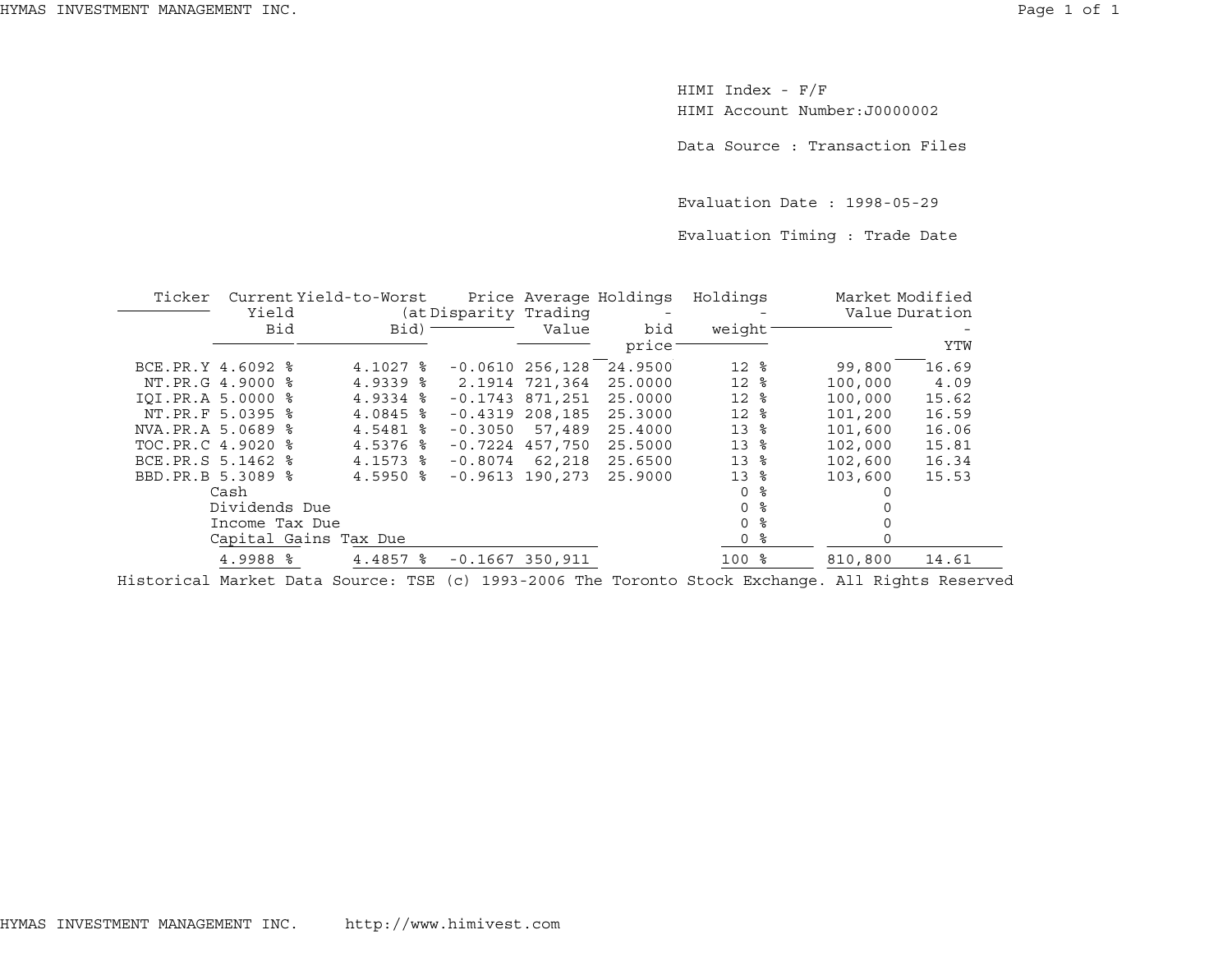HIMI Index - F/F

HIMI Account Number:J0000002

Data Source : Transaction Files

Evaluation Date : 1998-05-29

Evaluation Timing : Trade Date

| Ticker | Current Yield Bid | Yield-to-Worst (at Bid) | Price Disparity | Average Trading Value | Holdings - bid price | Holdings - weight | Market Value | Modified Duration - YTW |
|---|---|---|---|---|---|---|---|---|
| BCE.PR.Y | 4.6092 % | 4.1027 % | -0.0610 | 256,128 | 24.9500 | 12 % | 99,800 | 16.69 |
| NT.PR.G | 4.9000 % | 4.9339 % | 2.1914 | 721,364 | 25.0000 | 12 % | 100,000 | 4.09 |
| IQI.PR.A | 5.0000 % | 4.9334 % | -0.1743 | 871,251 | 25.0000 | 12 % | 100,000 | 15.62 |
| NT.PR.F | 5.0395 % | 4.0845 % | -0.4319 | 208,185 | 25.3000 | 12 % | 101,200 | 16.59 |
| NVA.PR.A | 5.0689 % | 4.5481 % | -0.3050 | 57,489 | 25.4000 | 13 % | 101,600 | 16.06 |
| TOC.PR.C | 4.9020 % | 4.5376 % | -0.7224 | 457,750 | 25.5000 | 13 % | 102,000 | 15.81 |
| BCE.PR.S | 5.1462 % | 4.1573 % | -0.8074 | 62,218 | 25.6500 | 13 % | 102,600 | 16.34 |
| BBD.PR.B | 5.3089 % | 4.5950 % | -0.9613 | 190,273 | 25.9000 | 13 % | 103,600 | 15.53 |
| | Cash | | | | | 0 % | 0 | |
| | Dividends Due | | | | | 0 % | 0 | |
| | Income Tax Due | | | | | 0 % | 0 | |
| | Capital Gains Tax Due | | | | | 0 % | 0 | |
| | 4.9988 % | 4.4857 % | -0.1667 | 350,911 | | 100 % | 810,800 | 14.61 |

Historical Market Data Source: TSE (c) 1993-2006 The Toronto Stock Exchange. All Rights Reserved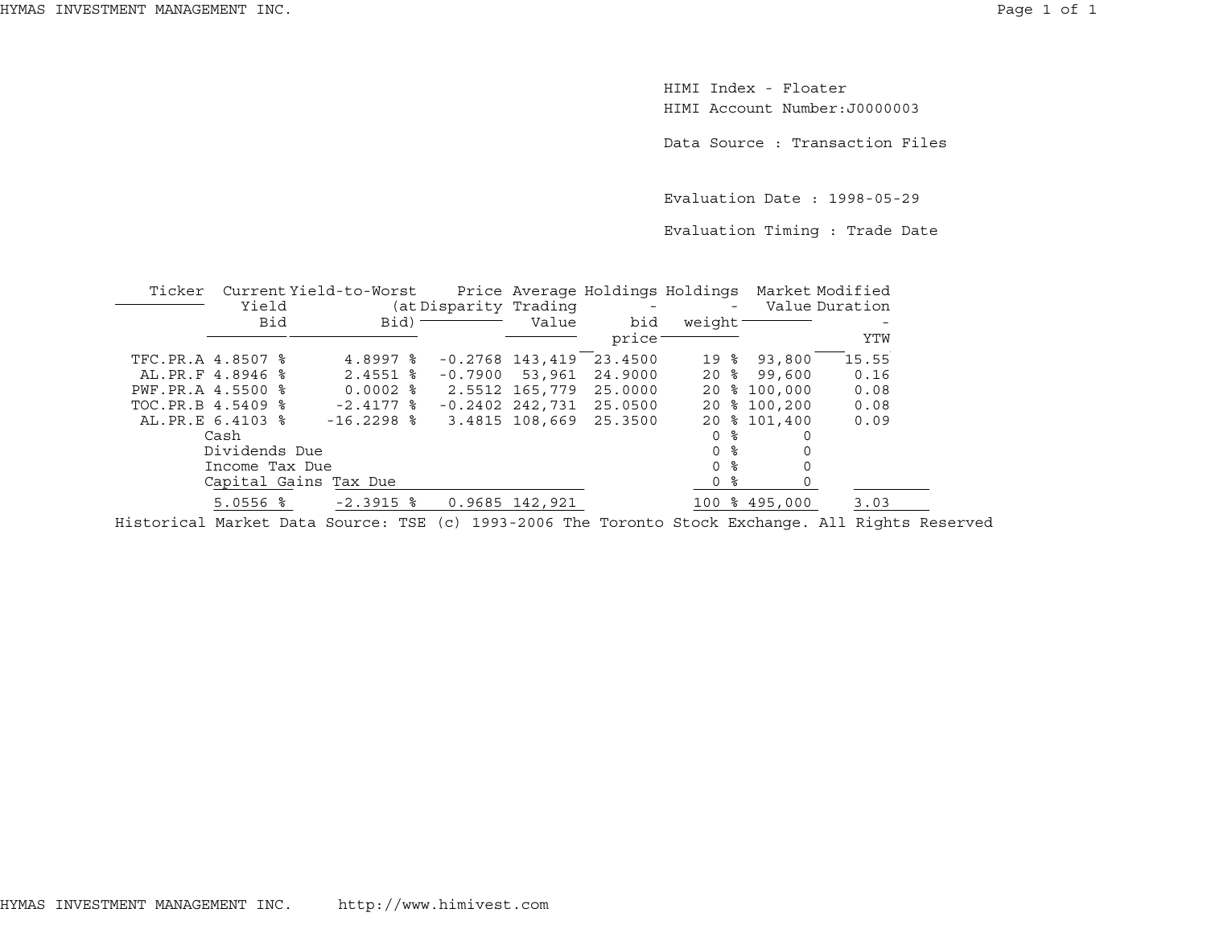HIMI Index - Floater

HIMI Account Number:J0000003

Data Source : Transaction Files

Evaluation Date : 1998-05-29

Evaluation Timing : Trade Date

| Ticker | Current Yield Bid | Yield-to-Worst (at Bid) | Price Disparity | Average Trading Value | Holdings - bid price | Holdings - weight | Market Value | Modified Duration - YTW |
|---|---|---|---|---|---|---|---|---|
| TFC.PR.A | 4.8507 % | 4.8997 % | -0.2768 | 143,419 | 23.4500 | 19 % | 93,800 | 15.55 |
| AL.PR.F | 4.8946 % | 2.4551 % | -0.7900 | 53,961 | 24.9000 | 20 % | 99,600 | 0.16 |
| PWF.PR.A | 4.5500 % | 0.0002 % | 2.5512 | 165,779 | 25.0000 | 20 % | 100,000 | 0.08 |
| TOC.PR.B | 4.5409 % | -2.4177 % | -0.2402 | 242,731 | 25.0500 | 20 % | 100,200 | 0.08 |
| AL.PR.E | 6.4103 % | -16.2298 % | 3.4815 | 108,669 | 25.3500 | 20 % | 101,400 | 0.09 |
| | Cash | | | | | 0 % | 0 | |
| | Dividends Due | | | | | 0 % | 0 | |
| | Income Tax Due | | | | | 0 % | 0 | |
| | Capital Gains Tax Due | | | | | 0 % | 0 | |
| | 5.0556 % | -2.3915 % | 0.9685 | 142,921 | | 100 % | 495,000 | 3.03 |

Historical Market Data Source: TSE (c) 1993-2006 The Toronto Stock Exchange. All Rights Reserved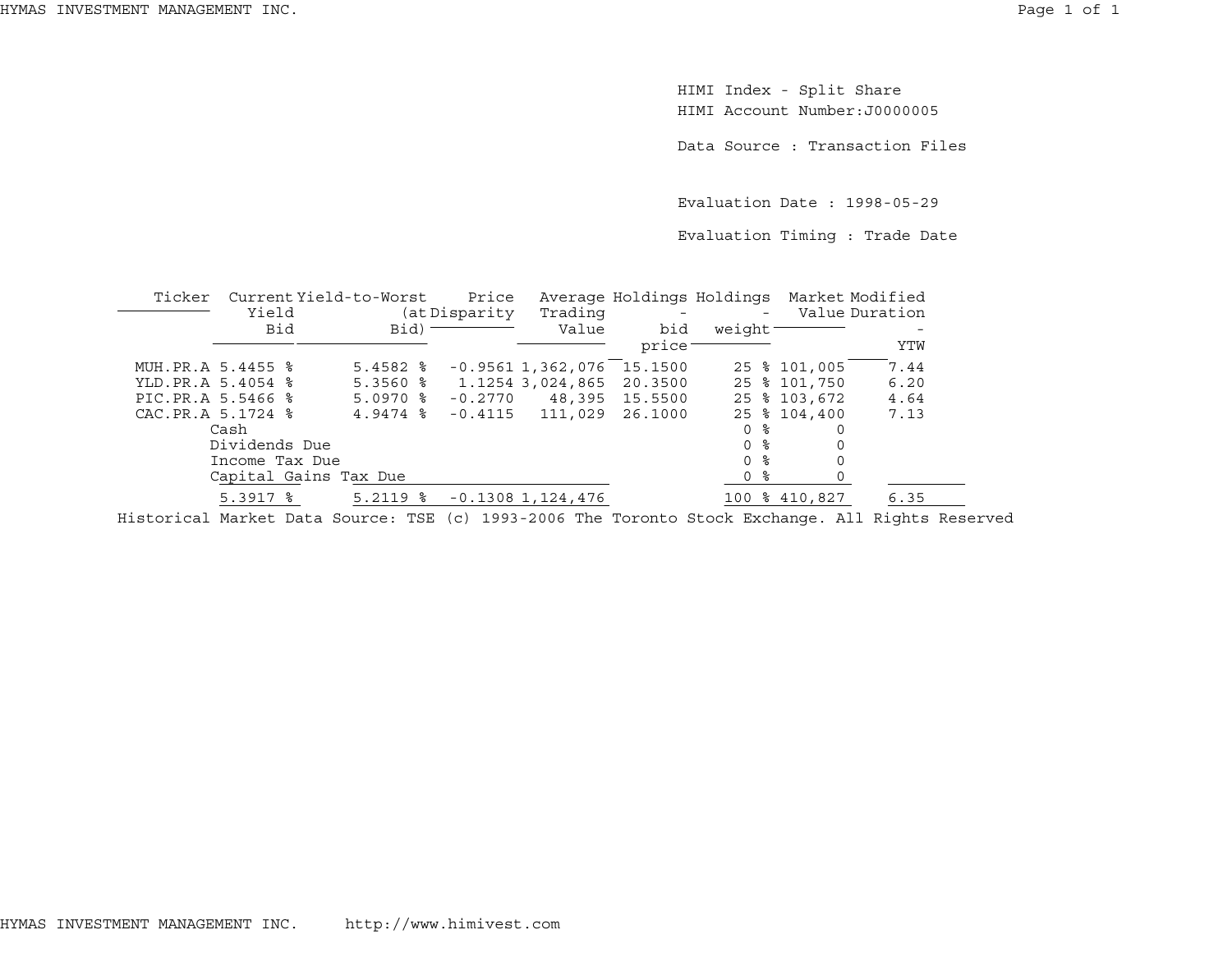HIMI Index - Split Share
HIMI Account Number:J0000005

Data Source : Transaction Files

Evaluation Date : 1998-05-29

Evaluation Timing : Trade Date

| Ticker | Current Yield Bid | Yield-to-Worst (at Bid) | Price Disparity | Average Trading Value | Holdings - bid price | Holdings - weight | Market Value | Modified Duration - YTW |
|---|---|---|---|---|---|---|---|---|
| MUH.PR.A | 5.4455 % | 5.4582 % | -0.9561 | 1,362,076 | 15.1500 | 25 % | 101,005 | 7.44 |
| YLD.PR.A | 5.4054 % | 5.3560 % | 1.1254 | 3,024,865 | 20.3500 | 25 % | 101,750 | 6.20 |
| PIC.PR.A | 5.5466 % | 5.0970 % | -0.2770 | 48,395 | 15.5500 | 25 % | 103,672 | 4.64 |
| CAC.PR.A | 5.1724 % | 4.9474 % | -0.4115 | 111,029 | 26.1000 | 25 % | 104,400 | 7.13 |
| Cash | | | | | | 0 % | 0 | |
| Dividends Due | | | | | | 0 % | 0 | |
| Income Tax Due | | | | | | 0 % | 0 | |
| Capital Gains Tax Due | | | | | | 0 % | 0 | |
| | 5.3917 % | 5.2119 % | -0.1308 | 1,124,476 | | 100 % | 410,827 | 6.35 |

Historical Market Data Source: TSE (c) 1993-2006 The Toronto Stock Exchange. All Rights Reserved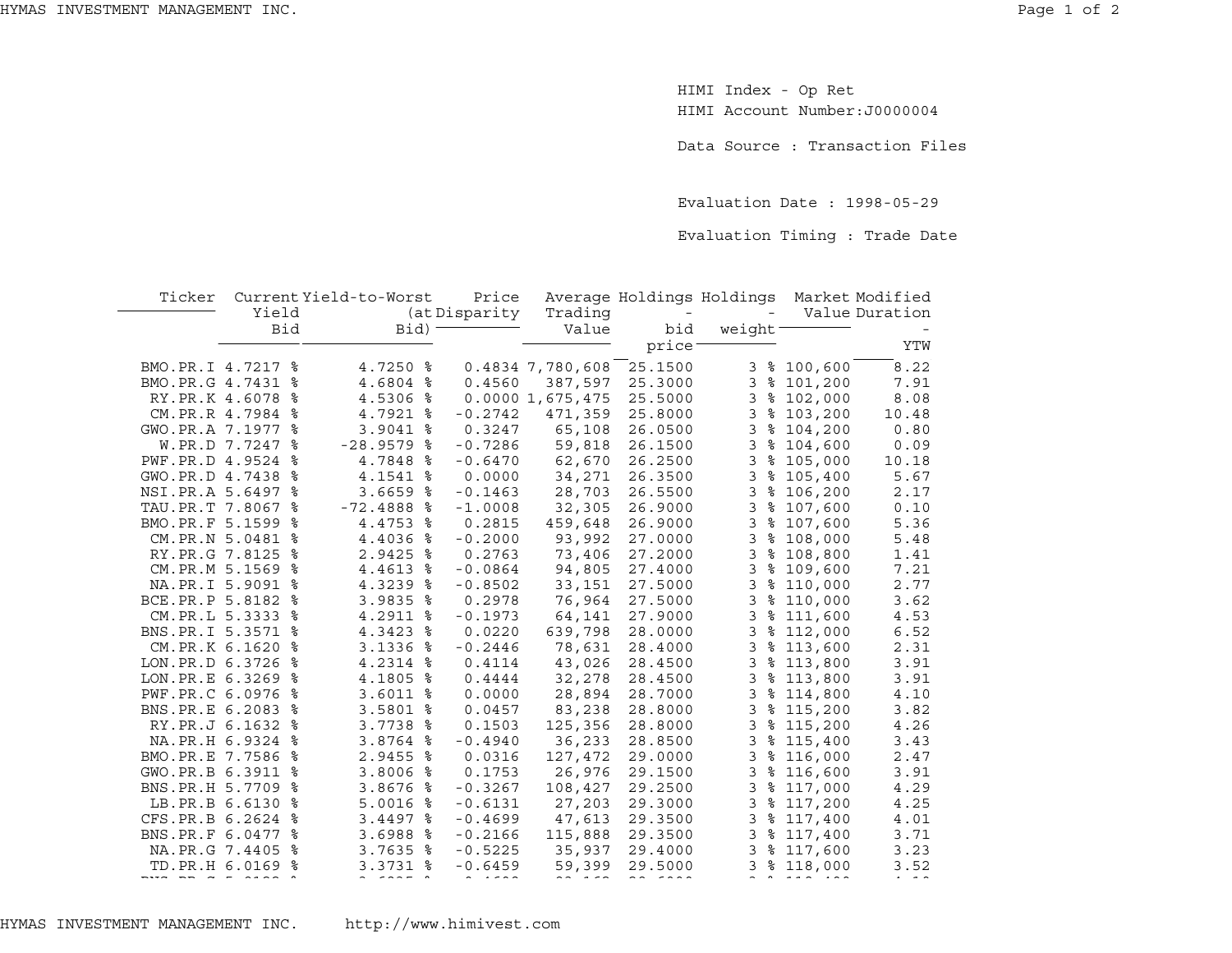HIMI Index - Op Ret
HIMI Account Number:J0000004

Data Source : Transaction Files

Evaluation Date : 1998-05-29

Evaluation Timing : Trade Date

| Ticker | Current Yield Bid | Yield-to-Worst (at Bid) | Price Disparity | Average Trading Value | Holdings - bid price | Holdings - weight | Market Value | Modified Duration - YTW |
|---|---|---|---|---|---|---|---|---|
| BMO.PR.I | 4.7217 % | 4.7250 % | 0.4834 | 7,780,608 | 25.1500 | 3 % | 100,600 | 8.22 |
| BMO.PR.G | 4.7431 % | 4.6804 % | 0.4560 | 387,597 | 25.3000 | 3 % | 101,200 | 7.91 |
| RY.PR.K | 4.6078 % | 4.5306 % | 0.0000 | 1,675,475 | 25.5000 | 3 % | 102,000 | 8.08 |
| CM.PR.R | 4.7984 % | 4.7921 % | -0.2742 | 471,359 | 25.8000 | 3 % | 103,200 | 10.48 |
| GWO.PR.A | 7.1977 % | 3.9041 % | 0.3247 | 65,108 | 26.0500 | 3 % | 104,200 | 0.80 |
| W.PR.D | 7.7247 % | -28.9579 % | -0.7286 | 59,818 | 26.1500 | 3 % | 104,600 | 0.09 |
| PWF.PR.D | 4.9524 % | 4.7848 % | -0.6470 | 62,670 | 26.2500 | 3 % | 105,000 | 10.18 |
| GWO.PR.D | 4.7438 % | 4.1541 % | 0.0000 | 34,271 | 26.3500 | 3 % | 105,400 | 5.67 |
| NSI.PR.A | 5.6497 % | 3.6659 % | -0.1463 | 28,703 | 26.5500 | 3 % | 106,200 | 2.17 |
| TAU.PR.T | 7.8067 % | -72.4888 % | -1.0008 | 32,305 | 26.9000 | 3 % | 107,600 | 0.10 |
| BMO.PR.F | 5.1599 % | 4.4753 % | 0.2815 | 459,648 | 26.9000 | 3 % | 107,600 | 5.36 |
| CM.PR.N | 5.0481 % | 4.4036 % | -0.2000 | 93,992 | 27.0000 | 3 % | 108,000 | 5.48 |
| RY.PR.G | 7.8125 % | 2.9425 % | 0.2763 | 73,406 | 27.2000 | 3 % | 108,800 | 1.41 |
| CM.PR.M | 5.1569 % | 4.4613 % | -0.0864 | 94,805 | 27.4000 | 3 % | 109,600 | 7.21 |
| NA.PR.I | 5.9091 % | 4.3239 % | -0.8502 | 33,151 | 27.5000 | 3 % | 110,000 | 2.77 |
| BCE.PR.P | 5.8182 % | 3.9835 % | 0.2978 | 76,964 | 27.5000 | 3 % | 110,000 | 3.62 |
| CM.PR.L | 5.3333 % | 4.2911 % | -0.1973 | 64,141 | 27.9000 | 3 % | 111,600 | 4.53 |
| BNS.PR.I | 5.3571 % | 4.3423 % | 0.0220 | 639,798 | 28.0000 | 3 % | 112,000 | 6.52 |
| CM.PR.K | 6.1620 % | 3.1336 % | -0.2446 | 78,631 | 28.4000 | 3 % | 113,600 | 2.31 |
| LON.PR.D | 6.3726 % | 4.2314 % | 0.4114 | 43,026 | 28.4500 | 3 % | 113,800 | 3.91 |
| LON.PR.E | 6.3269 % | 4.1805 % | 0.4444 | 32,278 | 28.4500 | 3 % | 113,800 | 3.91 |
| PWF.PR.C | 6.0976 % | 3.6011 % | 0.0000 | 28,894 | 28.7000 | 3 % | 114,800 | 4.10 |
| BNS.PR.E | 6.2083 % | 3.5801 % | 0.0457 | 83,238 | 28.8000 | 3 % | 115,200 | 3.82 |
| RY.PR.J | 6.1632 % | 3.7738 % | 0.1503 | 125,356 | 28.8000 | 3 % | 115,200 | 4.26 |
| NA.PR.H | 6.9324 % | 3.8764 % | -0.4940 | 36,233 | 28.8500 | 3 % | 115,400 | 3.43 |
| BMO.PR.E | 7.7586 % | 2.9455 % | 0.0316 | 127,472 | 29.0000 | 3 % | 116,000 | 2.47 |
| GWO.PR.B | 6.3911 % | 3.8006 % | 0.1753 | 26,976 | 29.1500 | 3 % | 116,600 | 3.91 |
| BNS.PR.H | 5.7709 % | 3.8676 % | -0.3267 | 108,427 | 29.2500 | 3 % | 117,000 | 4.29 |
| LB.PR.B | 6.6130 % | 5.0016 % | -0.6131 | 27,203 | 29.3000 | 3 % | 117,200 | 4.25 |
| CFS.PR.B | 6.2624 % | 3.4497 % | -0.4699 | 47,613 | 29.3500 | 3 % | 117,400 | 4.01 |
| BNS.PR.F | 6.0477 % | 3.6988 % | -0.2166 | 115,888 | 29.3500 | 3 % | 117,400 | 3.71 |
| NA.PR.G | 7.4405 % | 3.7635 % | -0.5225 | 35,937 | 29.4000 | 3 % | 117,600 | 3.23 |
| TD.PR.H | 6.0169 % | 3.3731 % | -0.6459 | 59,399 | 29.5000 | 3 % | 118,000 | 3.52 |

HYMAS INVESTMENT MANAGEMENT INC. http://www.himivest.com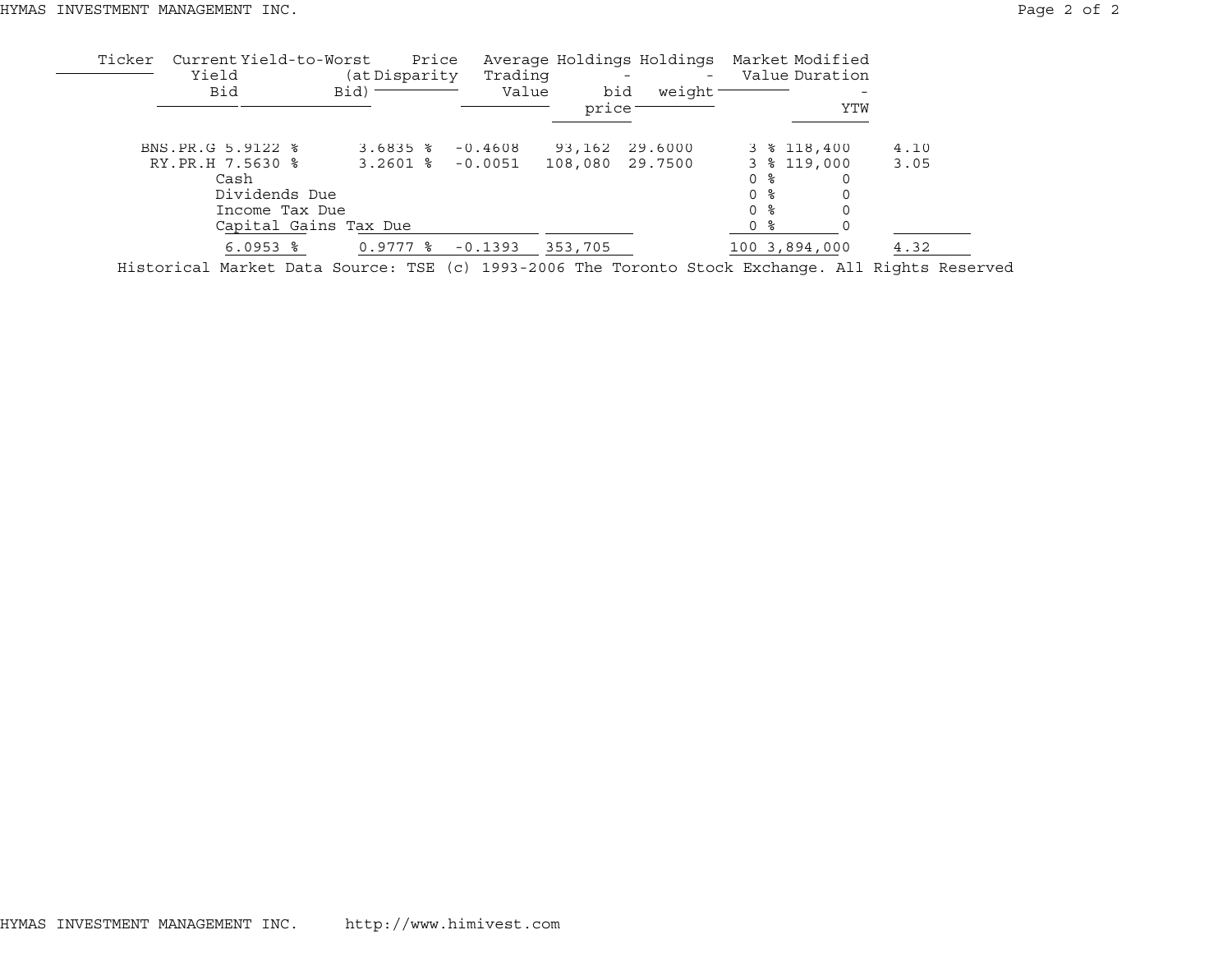| Ticker | Current Yield Bid | Yield-to-Worst (at Bid) | Price Disparity | Average Trading Value | Holdings - bid price | Holdings - weight | Market Value | Modified Duration - YTW |
|---|---|---|---|---|---|---|---|---|
| BNS.PR.G | 5.9122 % | 3.6835 % | -0.4608 | 93,162 | 29.6000 | 3 % | 118,400 | 4.10 |
| RY.PR.H | 7.5630 % | 3.2601 % | -0.0051 | 108,080 | 29.7500 | 3 % | 119,000 | 3.05 |
| Cash | | | | | | 0 % | 0 | |
| Dividends Due | | | | | | 0 % | 0 | |
| Income Tax Due | | | | | | 0 % | 0 | |
| Capital Gains Tax Due | | | | | | 0 % | 0 | |
| | 6.0953 % | 0.9777 % | -0.1393 | 353,705 | | 100 | 3,894,000 | 4.32 |

Historical Market Data Source: TSE (c) 1993-2006 The Toronto Stock Exchange. All Rights Reserved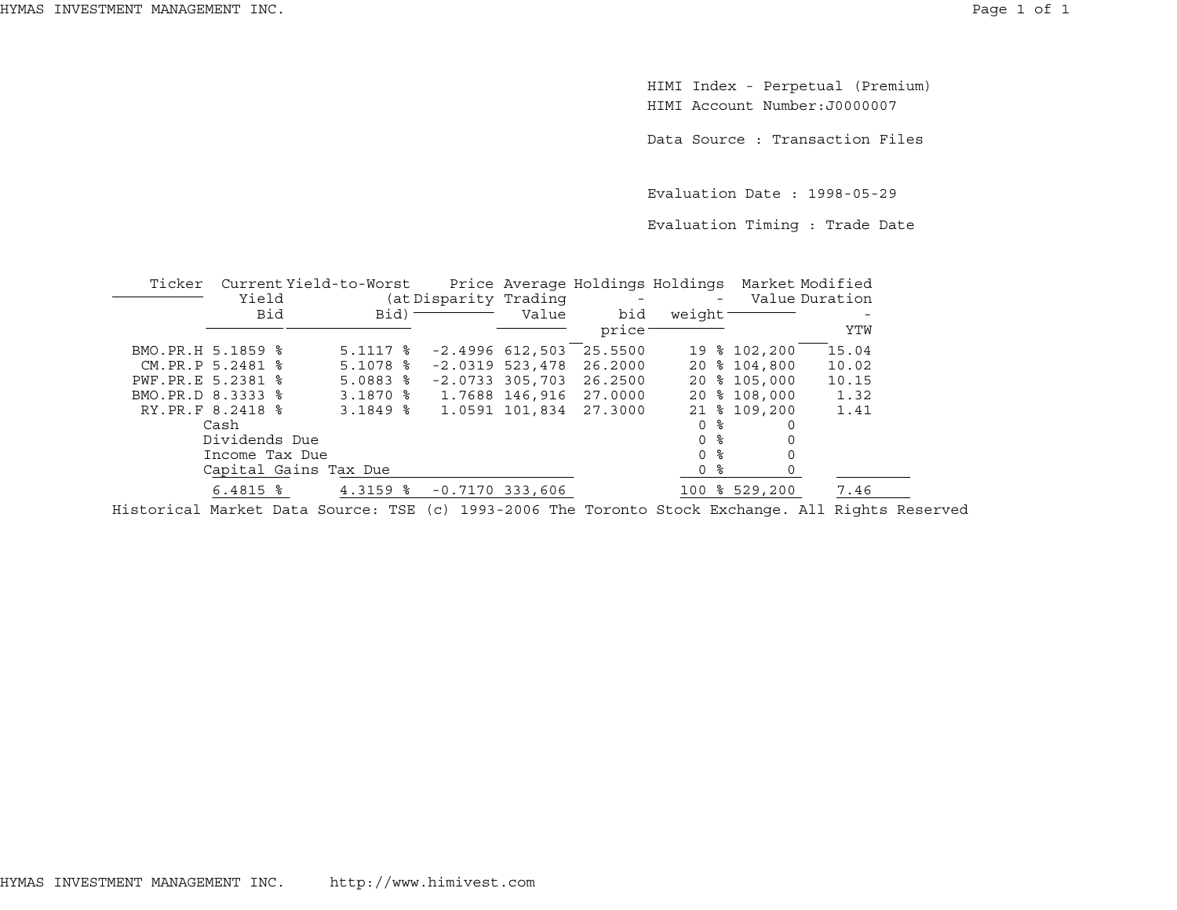HIMI Index - Perpetual (Premium)

HIMI Account Number:J0000007

Data Source : Transaction Files

Evaluation Date : 1998-05-29

Evaluation Timing : Trade Date

| Ticker | Current Yield Bid | Yield-to-Worst (at Bid) | Price Disparity | Average Trading Value | Holdings - bid price | Holdings - weight | Market Value | Modified Duration - YTW |
|---|---|---|---|---|---|---|---|---|
| BMO.PR.H | 5.1859 % | 5.1117 % | -2.4996 | 612,503 | 25.5500 | 19 % | 102,200 | 15.04 |
| CM.PR.P | 5.2481 % | 5.1078 % | -2.0319 | 523,478 | 26.2000 | 20 % | 104,800 | 10.02 |
| PWF.PR.E | 5.2381 % | 5.0883 % | -2.0733 | 305,703 | 26.2500 | 20 % | 105,000 | 10.15 |
| BMO.PR.D | 8.3333 % | 3.1870 % | 1.7688 | 146,916 | 27.0000 | 20 % | 108,000 | 1.32 |
| RY.PR.F | 8.2418 % | 3.1849 % | 1.0591 | 101,834 | 27.3000 | 21 % | 109,200 | 1.41 |
| Cash | | | | | | 0 % | 0 | |
| Dividends Due | | | | | | 0 % | 0 | |
| Income Tax Due | | | | | | 0 % | 0 | |
| Capital Gains Tax Due | | | | | | 0 % | 0 | |
| | 6.4815 % | 4.3159 % | -0.7170 | 333,606 | | 100 % | 529,200 | 7.46 |

Historical Market Data Source: TSE (c) 1993-2006 The Toronto Stock Exchange. All Rights Reserved